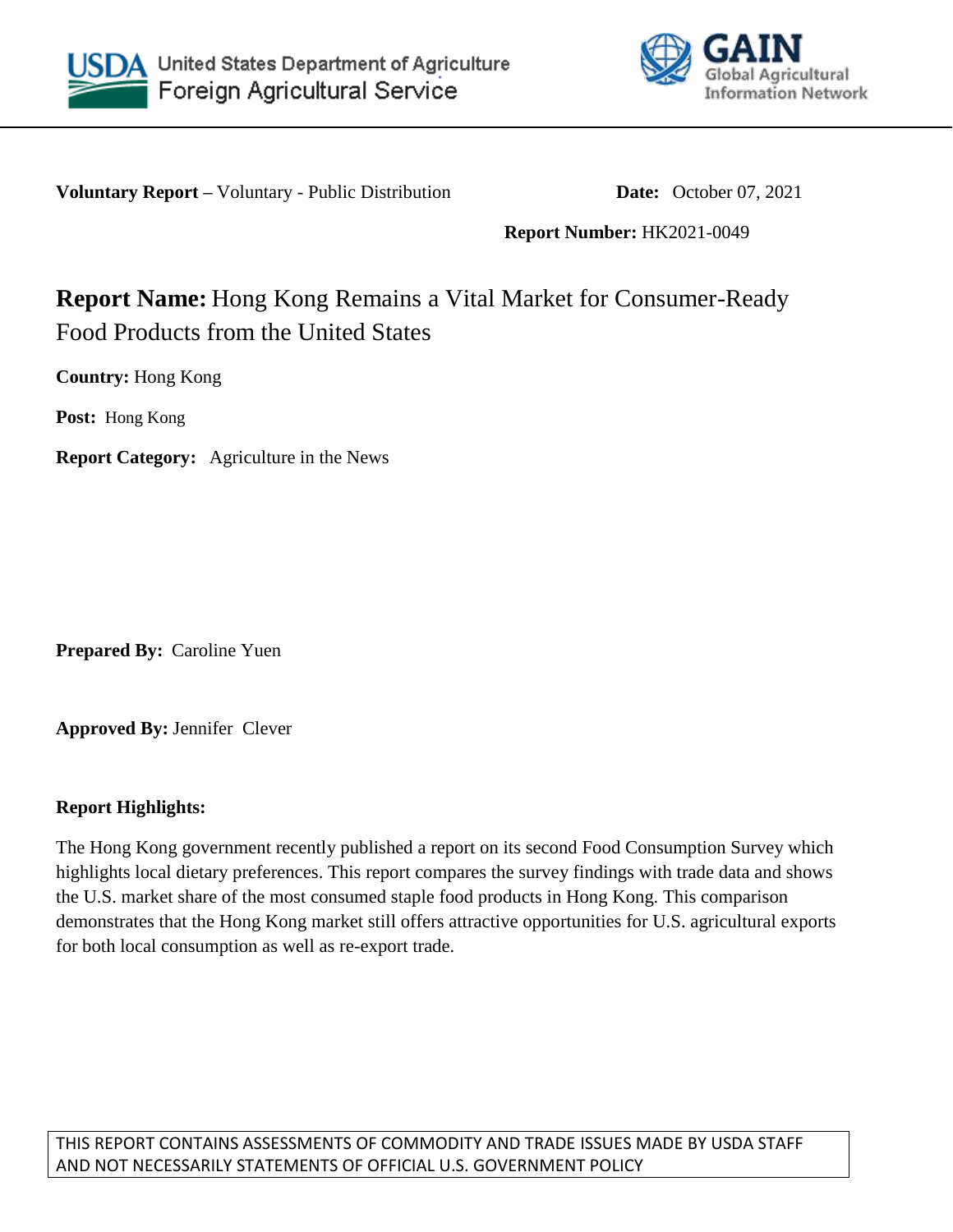United States Department of Agriculture
Foreign Agricultural Service

GAIN
Global Agricultural Information Network

**Voluntary Report –** Voluntary - Public Distribution

**Date:** October 07, 2021

**Report Number:** HK2021-0049

# **Report Name:** Hong Kong Remains a Vital Market for Consumer-Ready Food Products from the United States

**Country:** Hong Kong

**Post:** Hong Kong

**Report Category:** Agriculture in the News

**Prepared By:** Caroline Yuen

**Approved By:** Jennifer Clever

**Report Highlights:**

The Hong Kong government recently published a report on its second Food Consumption Survey which highlights local dietary preferences. This report compares the survey findings with trade data and shows the U.S. market share of the most consumed staple food products in Hong Kong. This comparison demonstrates that the Hong Kong market still offers attractive opportunities for U.S. agricultural exports for both local consumption as well as re-export trade.

THIS REPORT CONTAINS ASSESSMENTS OF COMMODITY AND TRADE ISSUES MADE BY USDA STAFF AND NOT NECESSARILY STATEMENTS OF OFFICIAL U.S. GOVERNMENT POLICY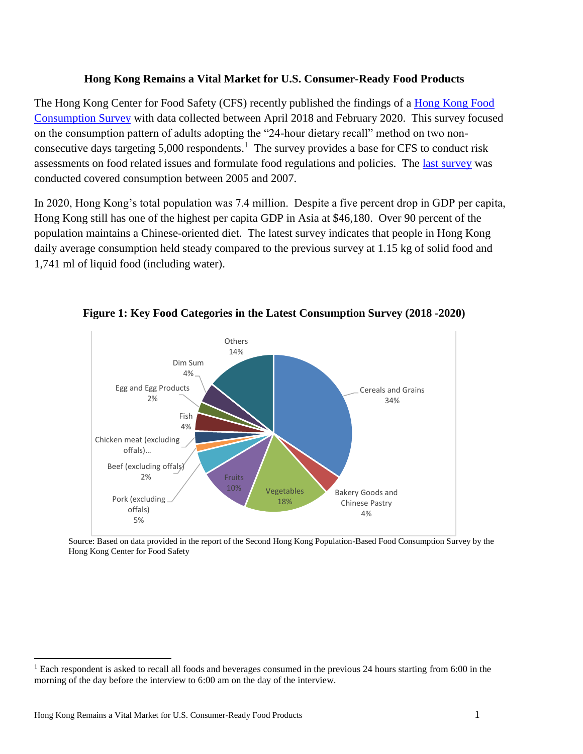**Hong Kong Remains a Vital Market for U.S. Consumer-Ready Food Products**

The Hong Kong Center for Food Safety (CFS) recently published the findings of a Hong Kong Food Consumption Survey with data collected between April 2018 and February 2020. This survey focused on the consumption pattern of adults adopting the "24-hour dietary recall" method on two non-consecutive days targeting 5,000 respondents.[1] The survey provides a base for CFS to conduct risk assessments on food related issues and formulate food regulations and policies. The last survey was conducted covered consumption between 2005 and 2007.

In 2020, Hong Kong's total population was 7.4 million. Despite a five percent drop in GDP per capita, Hong Kong still has one of the highest per capita GDP in Asia at $46,180. Over 90 percent of the population maintains a Chinese-oriented diet. The latest survey indicates that people in Hong Kong daily average consumption held steady compared to the previous survey at 1.15 kg of solid food and 1,741 ml of liquid food (including water).

**Figure 1: Key Food Categories in the Latest Consumption Survey (2018 -2020)**

| Category | Share |
|---|---|
| Cereals and Grains | 34% |
| Bakery Goods and Chinese Pastry | 4% |
| Vegetables | 18% |
| Fruits | 10% |
| Pork (excluding offals) | 5% |
| Beef (excluding offals) | 2% |
| Chicken meat (excluding offals)... | |
| Fish | 4% |
| Egg and Egg Products | 2% |
| Dim Sum | 4% |
| Others | 14% |

Source: Based on data provided in the report of the Second Hong Kong Population-Based Food Consumption Survey by the Hong Kong Center for Food Safety

[1] Each respondent is asked to recall all foods and beverages consumed in the previous 24 hours starting from 6:00 in the morning of the day before the interview to 6:00 am on the day of the interview.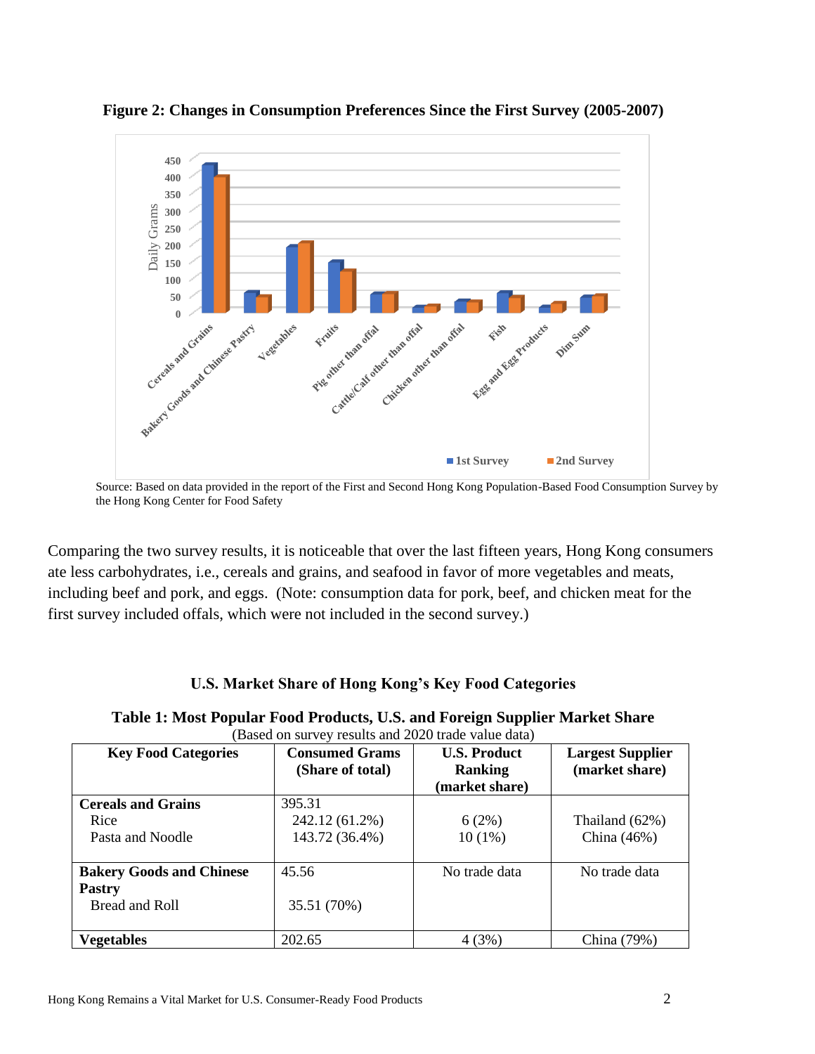**Figure 2: Changes in Consumption Preferences Since the First Survey (2005-2007)**

Source: Based on data provided in the report of the First and Second Hong Kong Population-Based Food Consumption Survey by the Hong Kong Center for Food Safety

Comparing the two survey results, it is noticeable that over the last fifteen years, Hong Kong consumers ate less carbohydrates, i.e., cereals and grains, and seafood in favor of more vegetables and meats, including beef and pork, and eggs. (Note: consumption data for pork, beef, and chicken meat for the first survey included offals, which were not included in the second survey.)

## U.S. Market Share of Hong Kong's Key Food Categories

**Table 1: Most Popular Food Products, U.S. and Foreign Supplier Market Share**
(Based on survey results and 2020 trade value data)

| Key Food Categories | Consumed Grams (Share of total) | U.S. Product Ranking (market share) | Largest Supplier (market share) |
|---|---|---|---|
| **Cereals and Grains** | 395.31 | | |
| Rice | 242.12 (61.2%) | 6 (2%) | Thailand (62%) |
| Pasta and Noodle | 143.72 (36.4%) | 10 (1%) | China (46%) |
| **Bakery Goods and Chinese Pastry** | 45.56 | No trade data | No trade data |
| Bread and Roll | 35.51 (70%) | | |
| **Vegetables** | 202.65 | 4 (3%) | China (79%) |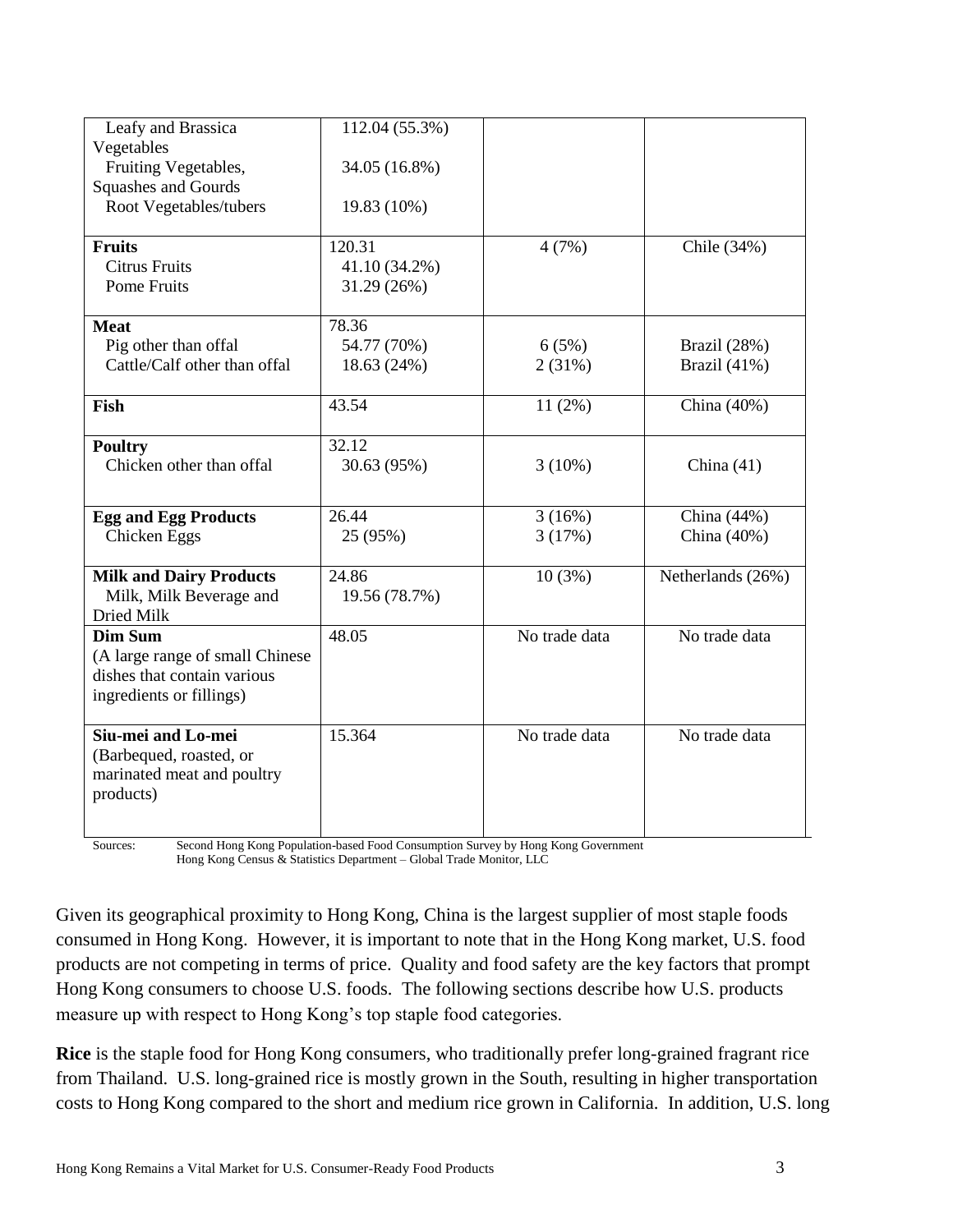| | | | |
|---|---|---|---|
| Leafy and Brassica Vegetables<br>Fruiting Vegetables, Squashes and Gourds<br>Root Vegetables/tubers | 112.04 (55.3%)<br>34.05 (16.8%)<br>19.83 (10%) | | |
| **Fruits**<br>Citrus Fruits<br>Pome Fruits | 120.31<br>41.10 (34.2%)<br>31.29 (26%) | 4 (7%) | Chile (34%) |
| **Meat**<br>Pig other than offal<br>Cattle/Calf other than offal | 78.36<br>54.77 (70%)<br>18.63 (24%) | <br>6 (5%)<br>2 (31%) | <br>Brazil (28%)<br>Brazil (41%) |
| **Fish** | 43.54 | 11 (2%) | China (40%) |
| **Poultry**<br>Chicken other than offal | 32.12<br>30.63 (95%) | <br>3 (10%) | <br>China (41) |
| **Egg and Egg Products**<br>Chicken Eggs | 26.44<br>25 (95%) | 3 (16%)<br>3 (17%) | China (44%)<br>China (40%) |
| **Milk and Dairy Products**<br>Milk, Milk Beverage and Dried Milk | 24.86<br>19.56 (78.7%) | 10 (3%) | Netherlands (26%) |
| **Dim Sum**<br>(A large range of small Chinese dishes that contain various ingredients or fillings) | 48.05 | No trade data | No trade data |
| **Siu-mei and Lo-mei**<br>(Barbequed, roasted, or marinated meat and poultry products) | 15.364 | No trade data | No trade data |

Sources: Second Hong Kong Population-based Food Consumption Survey by Hong Kong Government
Hong Kong Census & Statistics Department – Global Trade Monitor, LLC

Given its geographical proximity to Hong Kong, China is the largest supplier of most staple foods consumed in Hong Kong. However, it is important to note that in the Hong Kong market, U.S. food products are not competing in terms of price. Quality and food safety are the key factors that prompt Hong Kong consumers to choose U.S. foods. The following sections describe how U.S. products measure up with respect to Hong Kong's top staple food categories.

**Rice** is the staple food for Hong Kong consumers, who traditionally prefer long-grained fragrant rice from Thailand. U.S. long-grained rice is mostly grown in the South, resulting in higher transportation costs to Hong Kong compared to the short and medium rice grown in California. In addition, U.S. long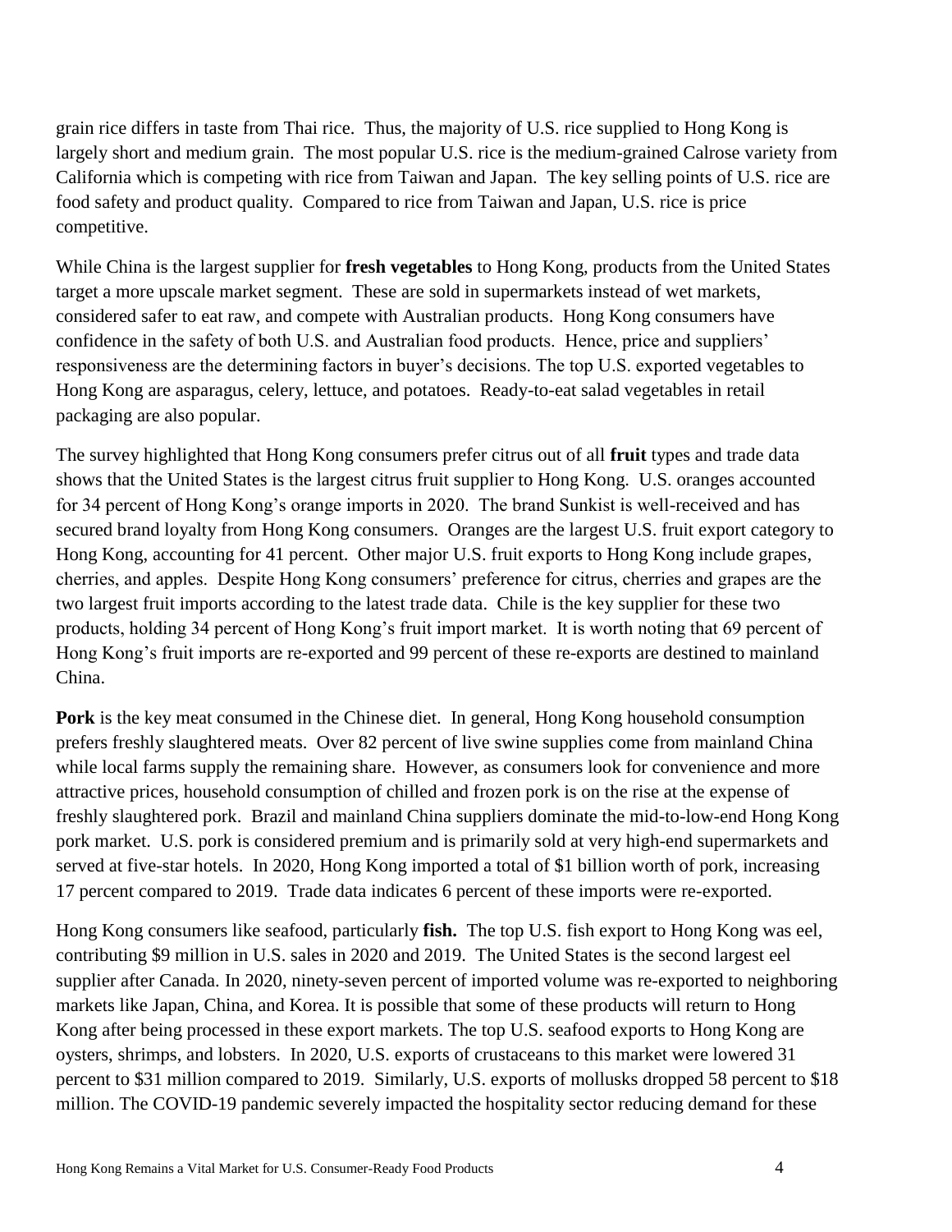grain rice differs in taste from Thai rice. Thus, the majority of U.S. rice supplied to Hong Kong is largely short and medium grain. The most popular U.S. rice is the medium-grained Calrose variety from California which is competing with rice from Taiwan and Japan. The key selling points of U.S. rice are food safety and product quality. Compared to rice from Taiwan and Japan, U.S. rice is price competitive.

While China is the largest supplier for **fresh vegetables** to Hong Kong, products from the United States target a more upscale market segment. These are sold in supermarkets instead of wet markets, considered safer to eat raw, and compete with Australian products. Hong Kong consumers have confidence in the safety of both U.S. and Australian food products. Hence, price and suppliers' responsiveness are the determining factors in buyer's decisions. The top U.S. exported vegetables to Hong Kong are asparagus, celery, lettuce, and potatoes. Ready-to-eat salad vegetables in retail packaging are also popular.

The survey highlighted that Hong Kong consumers prefer citrus out of all **fruit** types and trade data shows that the United States is the largest citrus fruit supplier to Hong Kong. U.S. oranges accounted for 34 percent of Hong Kong's orange imports in 2020. The brand Sunkist is well-received and has secured brand loyalty from Hong Kong consumers. Oranges are the largest U.S. fruit export category to Hong Kong, accounting for 41 percent. Other major U.S. fruit exports to Hong Kong include grapes, cherries, and apples. Despite Hong Kong consumers' preference for citrus, cherries and grapes are the two largest fruit imports according to the latest trade data. Chile is the key supplier for these two products, holding 34 percent of Hong Kong's fruit import market. It is worth noting that 69 percent of Hong Kong's fruit imports are re-exported and 99 percent of these re-exports are destined to mainland China.

**Pork** is the key meat consumed in the Chinese diet. In general, Hong Kong household consumption prefers freshly slaughtered meats. Over 82 percent of live swine supplies come from mainland China while local farms supply the remaining share. However, as consumers look for convenience and more attractive prices, household consumption of chilled and frozen pork is on the rise at the expense of freshly slaughtered pork. Brazil and mainland China suppliers dominate the mid-to-low-end Hong Kong pork market. U.S. pork is considered premium and is primarily sold at very high-end supermarkets and served at five-star hotels. In 2020, Hong Kong imported a total of $1 billion worth of pork, increasing 17 percent compared to 2019. Trade data indicates 6 percent of these imports were re-exported.

Hong Kong consumers like seafood, particularly **fish.** The top U.S. fish export to Hong Kong was eel, contributing $9 million in U.S. sales in 2020 and 2019. The United States is the second largest eel supplier after Canada. In 2020, ninety-seven percent of imported volume was re-exported to neighboring markets like Japan, China, and Korea. It is possible that some of these products will return to Hong Kong after being processed in these export markets. The top U.S. seafood exports to Hong Kong are oysters, shrimps, and lobsters. In 2020, U.S. exports of crustaceans to this market were lowered 31 percent to $31 million compared to 2019. Similarly, U.S. exports of mollusks dropped 58 percent to $18 million. The COVID-19 pandemic severely impacted the hospitality sector reducing demand for these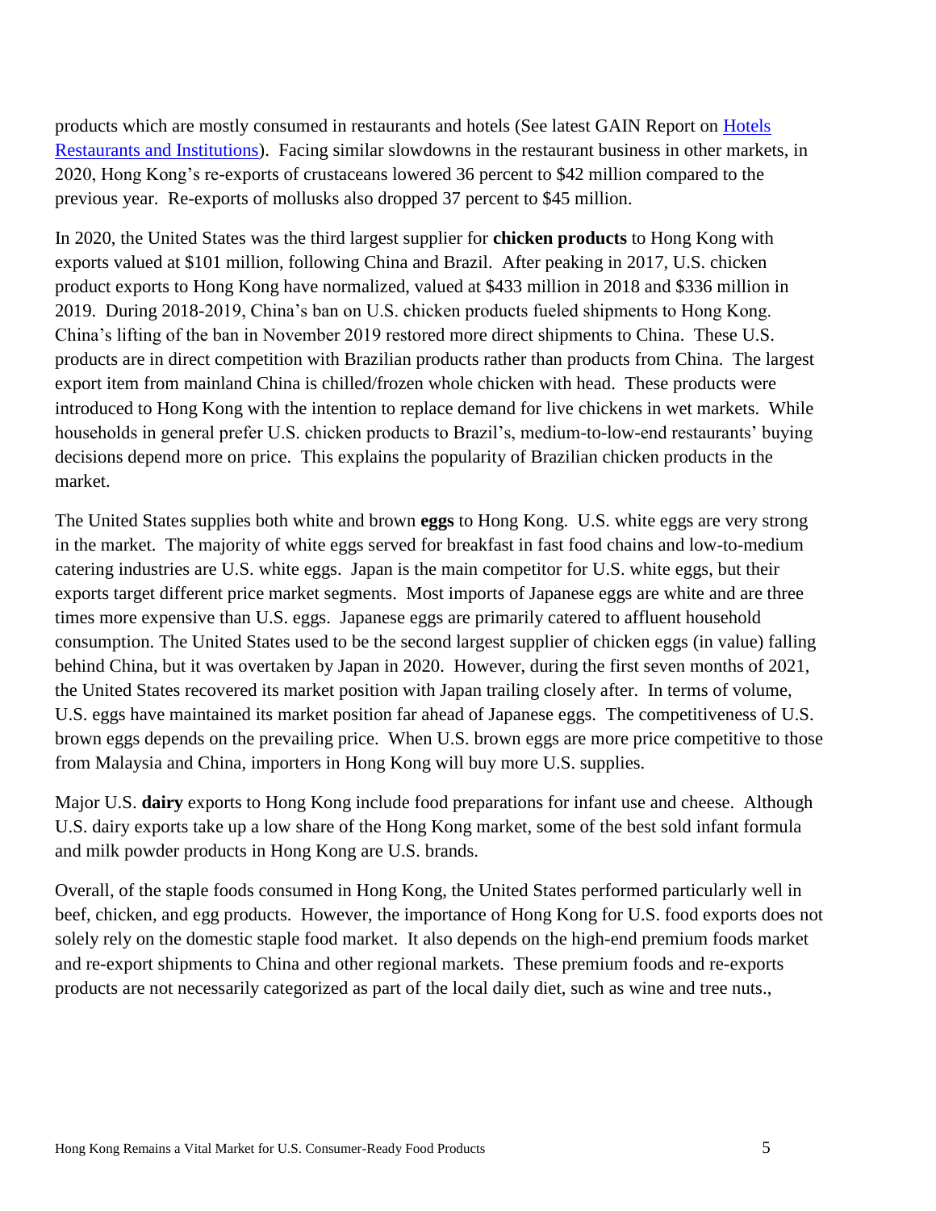products which are mostly consumed in restaurants and hotels (See latest GAIN Report on [Hotels Restaurants and Institutions](#)). Facing similar slowdowns in the restaurant business in other markets, in 2020, Hong Kong's re-exports of crustaceans lowered 36 percent to $42 million compared to the previous year. Re-exports of mollusks also dropped 37 percent to $45 million.

In 2020, the United States was the third largest supplier for **chicken products** to Hong Kong with exports valued at $101 million, following China and Brazil. After peaking in 2017, U.S. chicken product exports to Hong Kong have normalized, valued at $433 million in 2018 and $336 million in 2019. During 2018-2019, China's ban on U.S. chicken products fueled shipments to Hong Kong. China's lifting of the ban in November 2019 restored more direct shipments to China. These U.S. products are in direct competition with Brazilian products rather than products from China. The largest export item from mainland China is chilled/frozen whole chicken with head. These products were introduced to Hong Kong with the intention to replace demand for live chickens in wet markets. While households in general prefer U.S. chicken products to Brazil's, medium-to-low-end restaurants' buying decisions depend more on price. This explains the popularity of Brazilian chicken products in the market.

The United States supplies both white and brown **eggs** to Hong Kong. U.S. white eggs are very strong in the market. The majority of white eggs served for breakfast in fast food chains and low-to-medium catering industries are U.S. white eggs. Japan is the main competitor for U.S. white eggs, but their exports target different price market segments. Most imports of Japanese eggs are white and are three times more expensive than U.S. eggs. Japanese eggs are primarily catered to affluent household consumption. The United States used to be the second largest supplier of chicken eggs (in value) falling behind China, but it was overtaken by Japan in 2020. However, during the first seven months of 2021, the United States recovered its market position with Japan trailing closely after. In terms of volume, U.S. eggs have maintained its market position far ahead of Japanese eggs. The competitiveness of U.S. brown eggs depends on the prevailing price. When U.S. brown eggs are more price competitive to those from Malaysia and China, importers in Hong Kong will buy more U.S. supplies.

Major U.S. **dairy** exports to Hong Kong include food preparations for infant use and cheese. Although U.S. dairy exports take up a low share of the Hong Kong market, some of the best sold infant formula and milk powder products in Hong Kong are U.S. brands.

Overall, of the staple foods consumed in Hong Kong, the United States performed particularly well in beef, chicken, and egg products. However, the importance of Hong Kong for U.S. food exports does not solely rely on the domestic staple food market. It also depends on the high-end premium foods market and re-export shipments to China and other regional markets. These premium foods and re-exports products are not necessarily categorized as part of the local daily diet, such as wine and tree nuts.,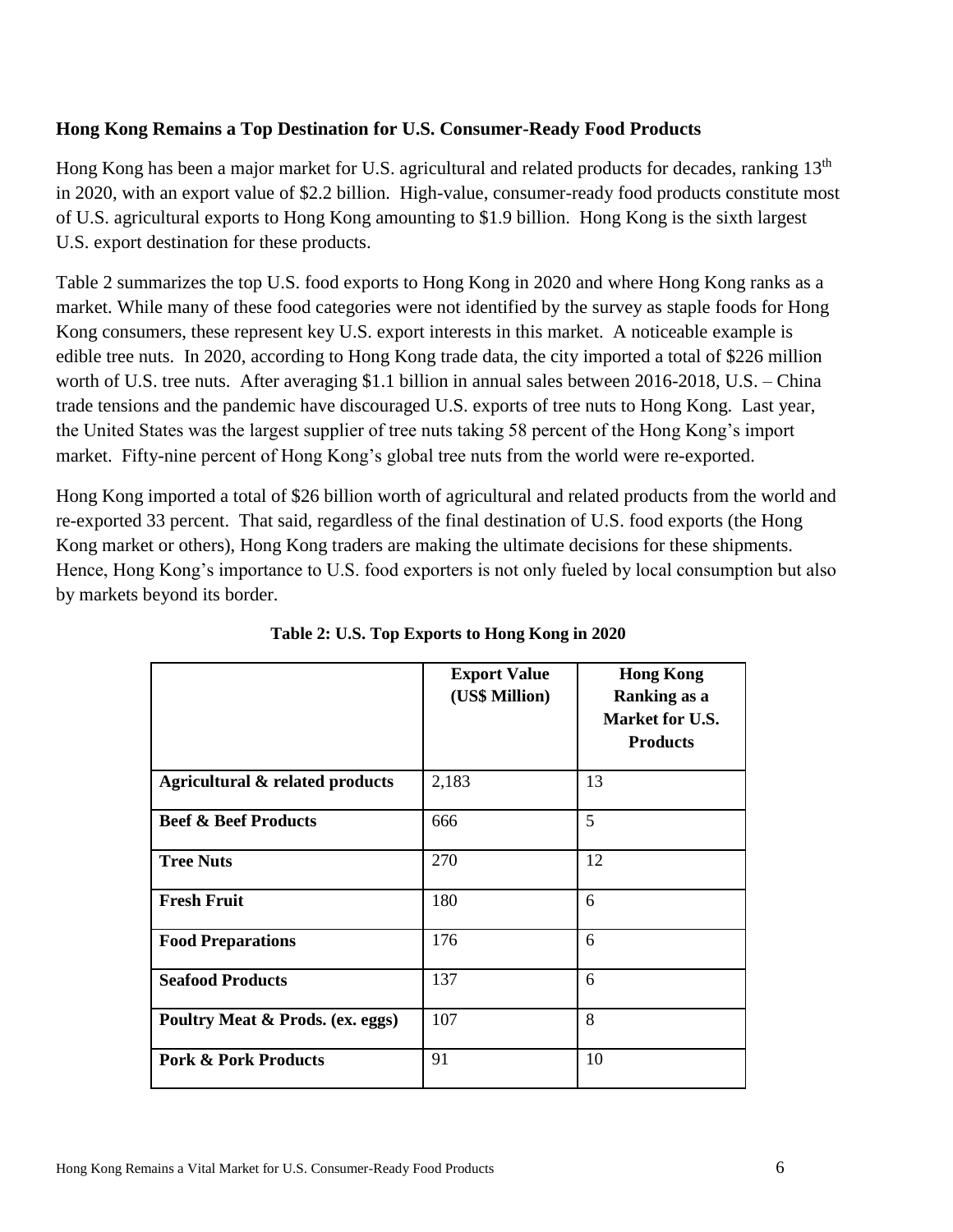## Hong Kong Remains a Top Destination for U.S. Consumer-Ready Food Products

Hong Kong has been a major market for U.S. agricultural and related products for decades, ranking 13th in 2020, with an export value of $2.2 billion. High-value, consumer-ready food products constitute most of U.S. agricultural exports to Hong Kong amounting to $1.9 billion. Hong Kong is the sixth largest U.S. export destination for these products.

Table 2 summarizes the top U.S. food exports to Hong Kong in 2020 and where Hong Kong ranks as a market. While many of these food categories were not identified by the survey as staple foods for Hong Kong consumers, these represent key U.S. export interests in this market. A noticeable example is edible tree nuts. In 2020, according to Hong Kong trade data, the city imported a total of $226 million worth of U.S. tree nuts. After averaging $1.1 billion in annual sales between 2016-2018, U.S. – China trade tensions and the pandemic have discouraged U.S. exports of tree nuts to Hong Kong. Last year, the United States was the largest supplier of tree nuts taking 58 percent of the Hong Kong's import market. Fifty-nine percent of Hong Kong's global tree nuts from the world were re-exported.

Hong Kong imported a total of $26 billion worth of agricultural and related products from the world and re-exported 33 percent. That said, regardless of the final destination of U.S. food exports (the Hong Kong market or others), Hong Kong traders are making the ultimate decisions for these shipments. Hence, Hong Kong's importance to U.S. food exporters is not only fueled by local consumption but also by markets beyond its border.

**Table 2: U.S. Top Exports to Hong Kong in 2020**

| | Export Value (US$ Million) | Hong Kong Ranking as a Market for U.S. Products |
|---|---|---|
| **Agricultural & related products** | 2,183 | 13 |
| **Beef & Beef Products** | 666 | 5 |
| **Tree Nuts** | 270 | 12 |
| **Fresh Fruit** | 180 | 6 |
| **Food Preparations** | 176 | 6 |
| **Seafood Products** | 137 | 6 |
| **Poultry Meat & Prods. (ex. eggs)** | 107 | 8 |
| **Pork & Pork Products** | 91 | 10 |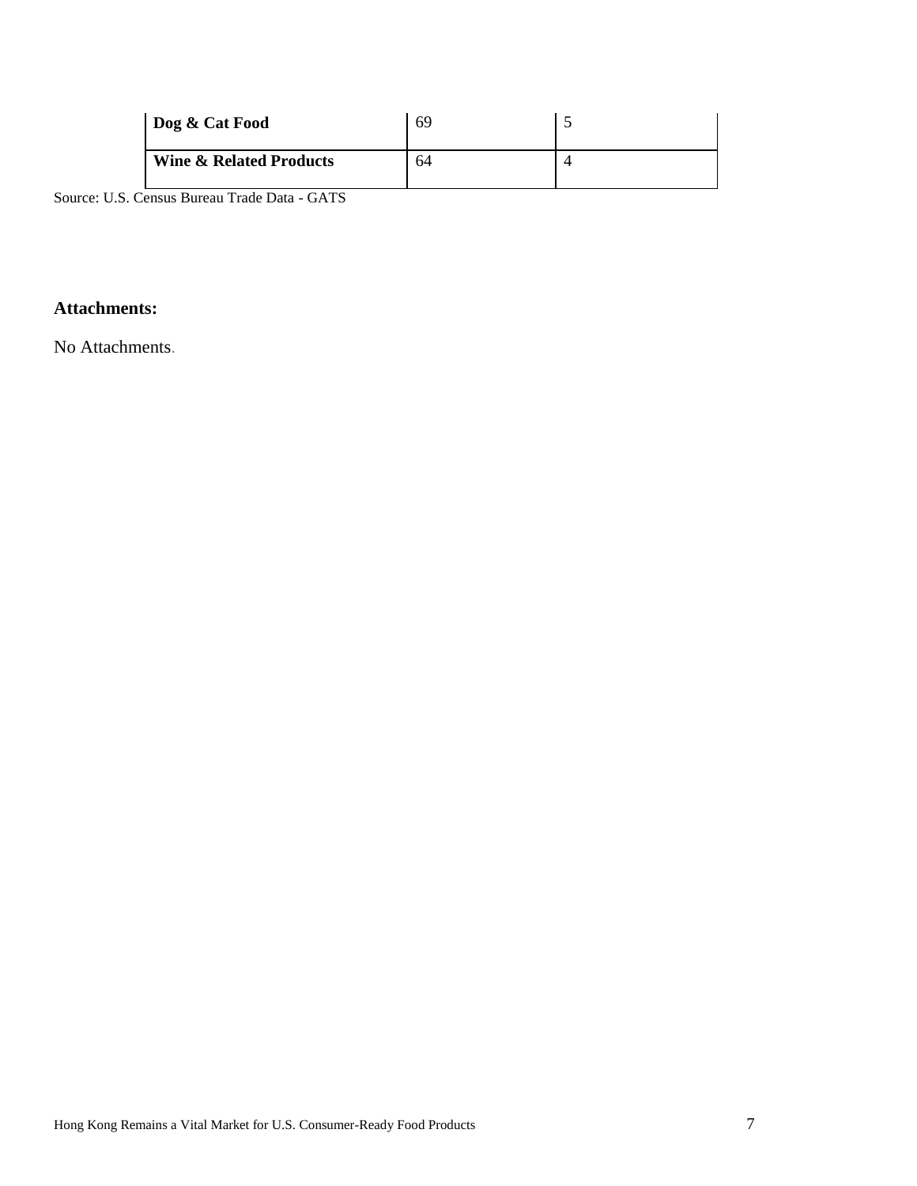| | | |
|---|---|---|
| **Dog & Cat Food** | 69 | 5 |
| **Wine & Related Products** | 64 | 4 |

Source: U.S. Census Bureau Trade Data - GATS

**Attachments:**

No Attachments.